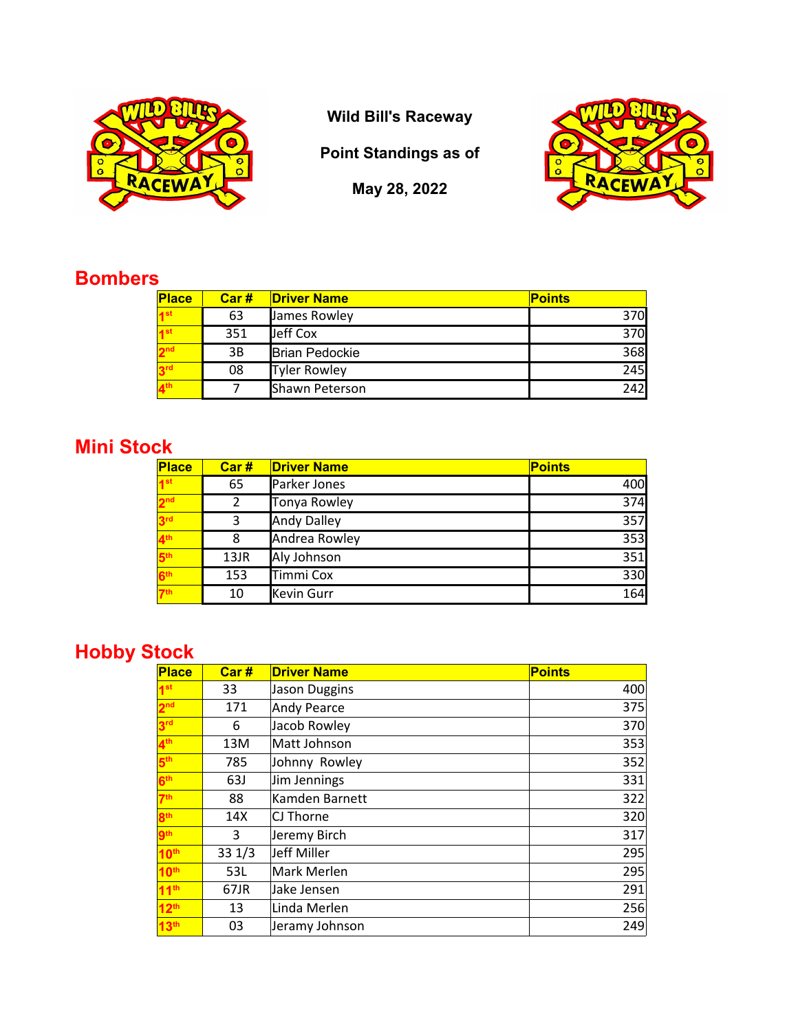# Wild Bill's Raceway

**Point Standings as of**

**May 28, 2022**

## Bombers

| Place | Car # | Driver Name | Points |
|---|---|---|---|
| 1st | 63 | James Rowley | 370 |
| 1st | 351 | Jeff Cox | 370 |
| 2nd | 3B | Brian Pedockie | 368 |
| 3rd | 08 | Tyler Rowley | 245 |
| 4th | 7 | Shawn Peterson | 242 |

## Mini Stock

| Place | Car # | Driver Name | Points |
|---|---|---|---|
| 1st | 65 | Parker Jones | 400 |
| 2nd | 2 | Tonya Rowley | 374 |
| 3rd | 3 | Andy Dalley | 357 |
| 4th | 8 | Andrea Rowley | 353 |
| 5th | 13JR | Aly Johnson | 351 |
| 6th | 153 | Timmi Cox | 330 |
| 7th | 10 | Kevin Gurr | 164 |

## Hobby Stock

| Place | Car # | Driver Name | Points |
|---|---|---|---|
| 1st | 33 | Jason Duggins | 400 |
| 2nd | 171 | Andy Pearce | 375 |
| 3rd | 6 | Jacob Rowley | 370 |
| 4th | 13M | Matt Johnson | 353 |
| 5th | 785 | Johnny Rowley | 352 |
| 6th | 63J | Jim Jennings | 331 |
| 7th | 88 | Kamden Barnett | 322 |
| 8th | 14X | CJ Thorne | 320 |
| 9th | 3 | Jeremy Birch | 317 |
| 10th | 33 1/3 | Jeff Miller | 295 |
| 10th | 53L | Mark Merlen | 295 |
| 11th | 67JR | Jake Jensen | 291 |
| 12th | 13 | Linda Merlen | 256 |
| 13th | 03 | Jeramy Johnson | 249 |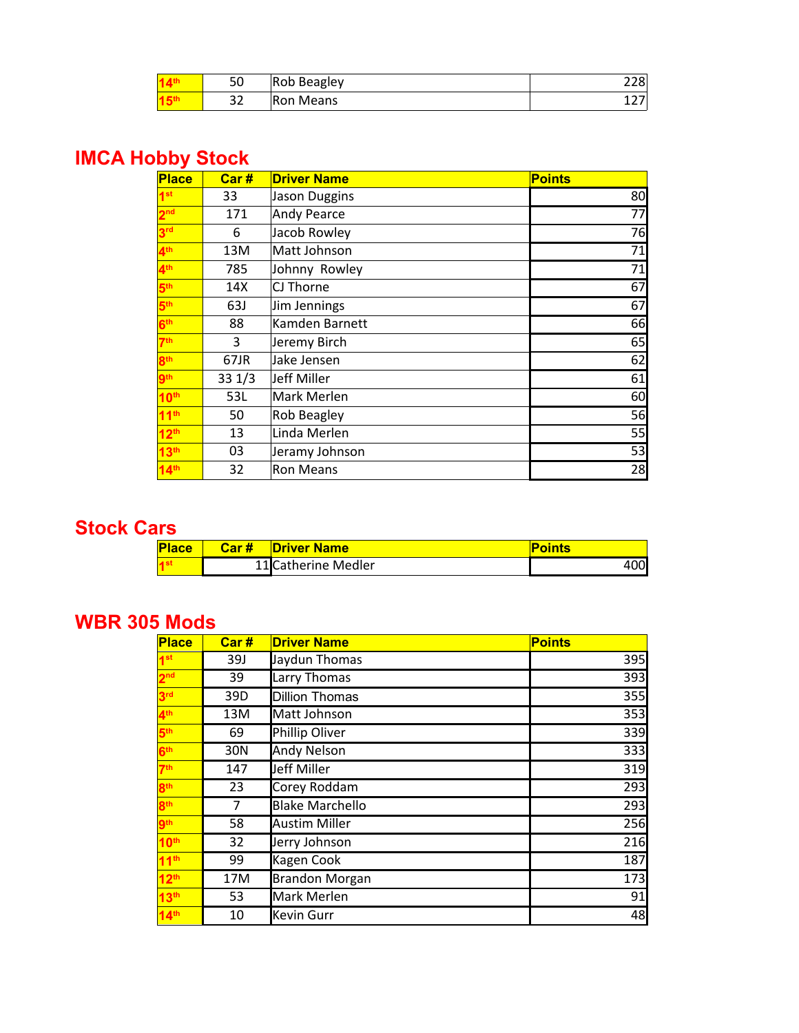| Place | Car # | Driver Name | Points |
|---|---|---|---|
| 14th | 50 | Rob Beagley | 228 |
| 15th | 32 | Ron Means | 127 |

## IMCA Hobby Stock

| Place | Car # | Driver Name | Points |
|---|---|---|---|
| 1st | 33 | Jason Duggins | 80 |
| 2nd | 171 | Andy Pearce | 77 |
| 3rd | 6 | Jacob Rowley | 76 |
| 4th | 13M | Matt Johnson | 71 |
| 4th | 785 | Johnny Rowley | 71 |
| 5th | 14X | CJ Thorne | 67 |
| 5th | 63J | Jim Jennings | 67 |
| 6th | 88 | Kamden Barnett | 66 |
| 7th | 3 | Jeremy Birch | 65 |
| 8th | 67JR | Jake Jensen | 62 |
| 9th | 33 1/3 | Jeff Miller | 61 |
| 10th | 53L | Mark Merlen | 60 |
| 11th | 50 | Rob Beagley | 56 |
| 12th | 13 | Linda Merlen | 55 |
| 13th | 03 | Jeramy Johnson | 53 |
| 14th | 32 | Ron Means | 28 |

## Stock Cars

| Place | Car # | Driver Name | Points |
|---|---|---|---|
| 1st | 11 | Catherine Medler | 400 |

## WBR 305 Mods

| Place | Car # | Driver Name | Points |
|---|---|---|---|
| 1st | 39J | Jaydun Thomas | 395 |
| 2nd | 39 | Larry Thomas | 393 |
| 3rd | 39D | Dillion Thomas | 355 |
| 4th | 13M | Matt Johnson | 353 |
| 5th | 69 | Phillip Oliver | 339 |
| 6th | 30N | Andy Nelson | 333 |
| 7th | 147 | Jeff Miller | 319 |
| 8th | 23 | Corey Roddam | 293 |
| 8th | 7 | Blake Marchello | 293 |
| 9th | 58 | Austim Miller | 256 |
| 10th | 32 | Jerry Johnson | 216 |
| 11th | 99 | Kagen Cook | 187 |
| 12th | 17M | Brandon Morgan | 173 |
| 13th | 53 | Mark Merlen | 91 |
| 14th | 10 | Kevin Gurr | 48 |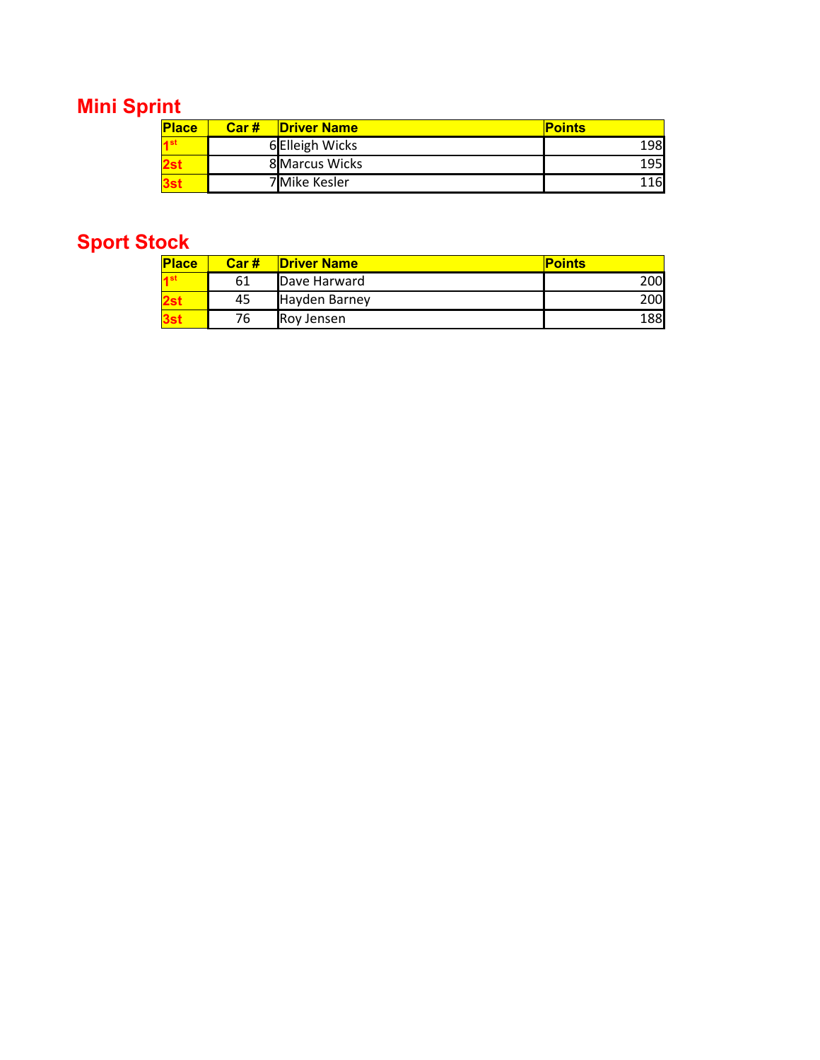## Mini Sprint

| Place | Car # | Driver Name | Points |
|---|---|---|---|
| 1st | 6 | Elleigh Wicks | 198 |
| 2st | 8 | Marcus Wicks | 195 |
| 3st | 7 | Mike Kesler | 116 |

## Sport Stock

| Place | Car # | Driver Name | Points |
|---|---|---|---|
| 1st | 61 | Dave Harward | 200 |
| 2st | 45 | Hayden Barney | 200 |
| 3st | 76 | Roy Jensen | 188 |